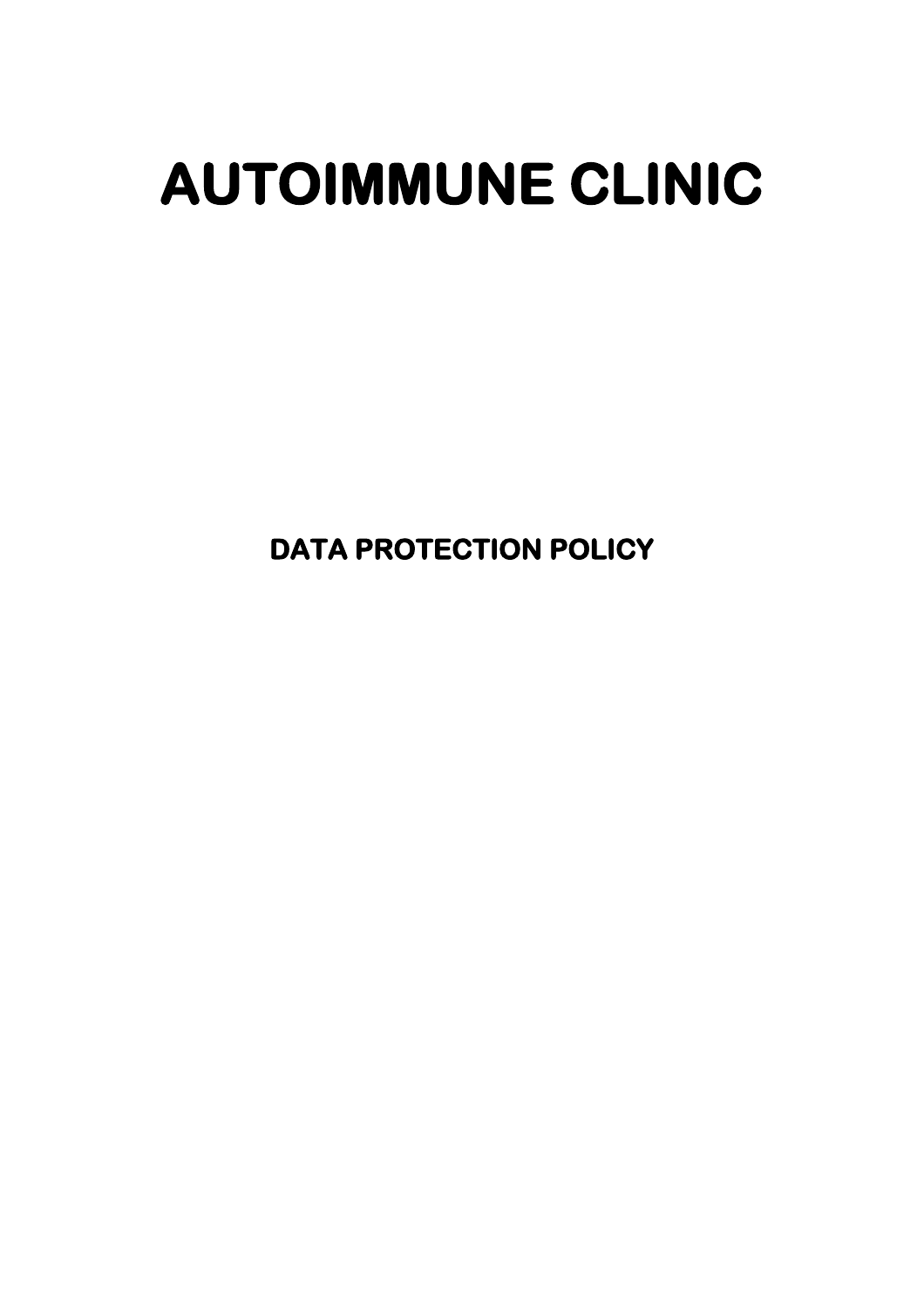# AUTOIMMUNE CLINIC

## DATA PROTECTION POLICY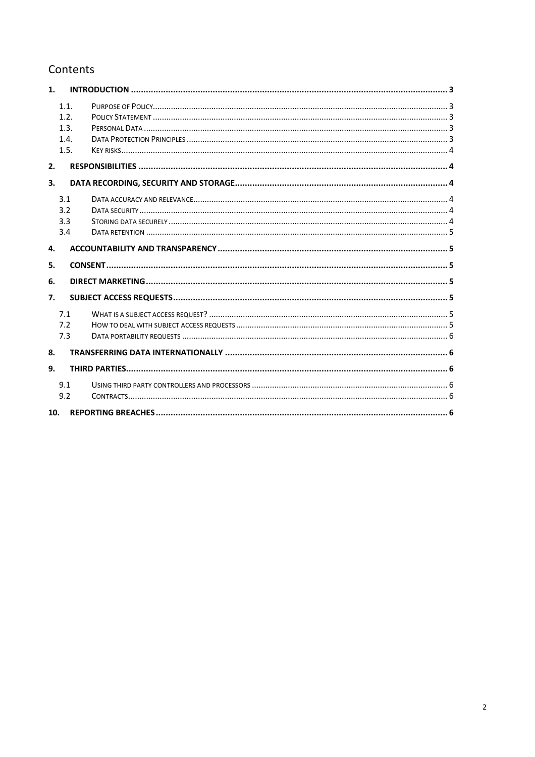# Contents

1. **INTRODUCTION** ... 3
   - 1.1. Purpose of Policy ... 3
   - 1.2. Policy Statement ... 3
   - 1.3. Personal Data ... 3
   - 1.4. Data Protection Principles ... 3
   - 1.5. Key risks ... 4
2. **RESPONSIBILITIES** ... 4
3. **DATA RECORDING, SECURITY AND STORAGE** ... 4
   - 3.1 Data accuracy and relevance ... 4
   - 3.2 Data security ... 4
   - 3.3 Storing data securely ... 4
   - 3.4 Data retention ... 5
4. **ACCOUNTABILITY AND TRANSPARENCY** ... 5
5. **CONSENT** ... 5
6. **DIRECT MARKETING** ... 5
7. **SUBJECT ACCESS REQUESTS** ... 5
   - 7.1 What is a subject access request? ... 5
   - 7.2 How to deal with subject access requests ... 5
   - 7.3 Data portability requests ... 6
8. **TRANSFERRING DATA INTERNATIONALLY** ... 6
9. **THIRD PARTIES** ... 6
   - 9.1 Using third party controllers and processors ... 6
   - 9.2 Contracts ... 6
10. **REPORTING BREACHES** ... 6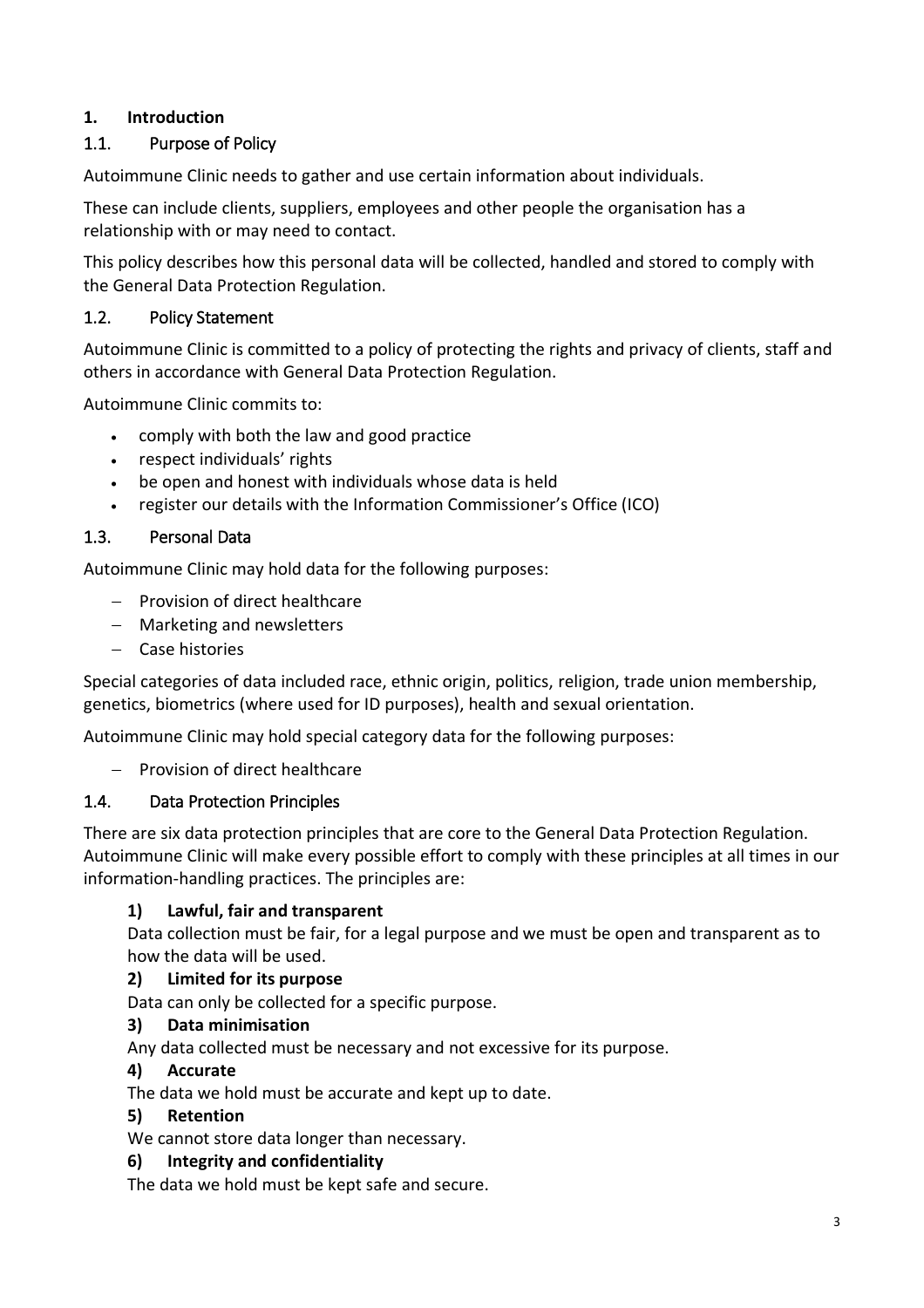## 1. Introduction

### 1.1. Purpose of Policy

Autoimmune Clinic needs to gather and use certain information about individuals.

These can include clients, suppliers, employees and other people the organisation has a relationship with or may need to contact.

This policy describes how this personal data will be collected, handled and stored to comply with the General Data Protection Regulation.

### 1.2. Policy Statement

Autoimmune Clinic is committed to a policy of protecting the rights and privacy of clients, staff and others in accordance with General Data Protection Regulation.

Autoimmune Clinic commits to:

- comply with both the law and good practice
- respect individuals' rights
- be open and honest with individuals whose data is held
- register our details with the Information Commissioner's Office (ICO)

### 1.3. Personal Data

Autoimmune Clinic may hold data for the following purposes:

- Provision of direct healthcare
- Marketing and newsletters
- Case histories

Special categories of data included race, ethnic origin, politics, religion, trade union membership, genetics, biometrics (where used for ID purposes), health and sexual orientation.

Autoimmune Clinic may hold special category data for the following purposes:

- Provision of direct healthcare

### 1.4. Data Protection Principles

There are six data protection principles that are core to the General Data Protection Regulation. Autoimmune Clinic will make every possible effort to comply with these principles at all times in our information-handling practices. The principles are:

1) **Lawful, fair and transparent**
   Data collection must be fair, for a legal purpose and we must be open and transparent as to how the data will be used.
2) **Limited for its purpose**
   Data can only be collected for a specific purpose.
3) **Data minimisation**
   Any data collected must be necessary and not excessive for its purpose.
4) **Accurate**
   The data we hold must be accurate and kept up to date.
5) **Retention**
   We cannot store data longer than necessary.
6) **Integrity and confidentiality**
   The data we hold must be kept safe and secure.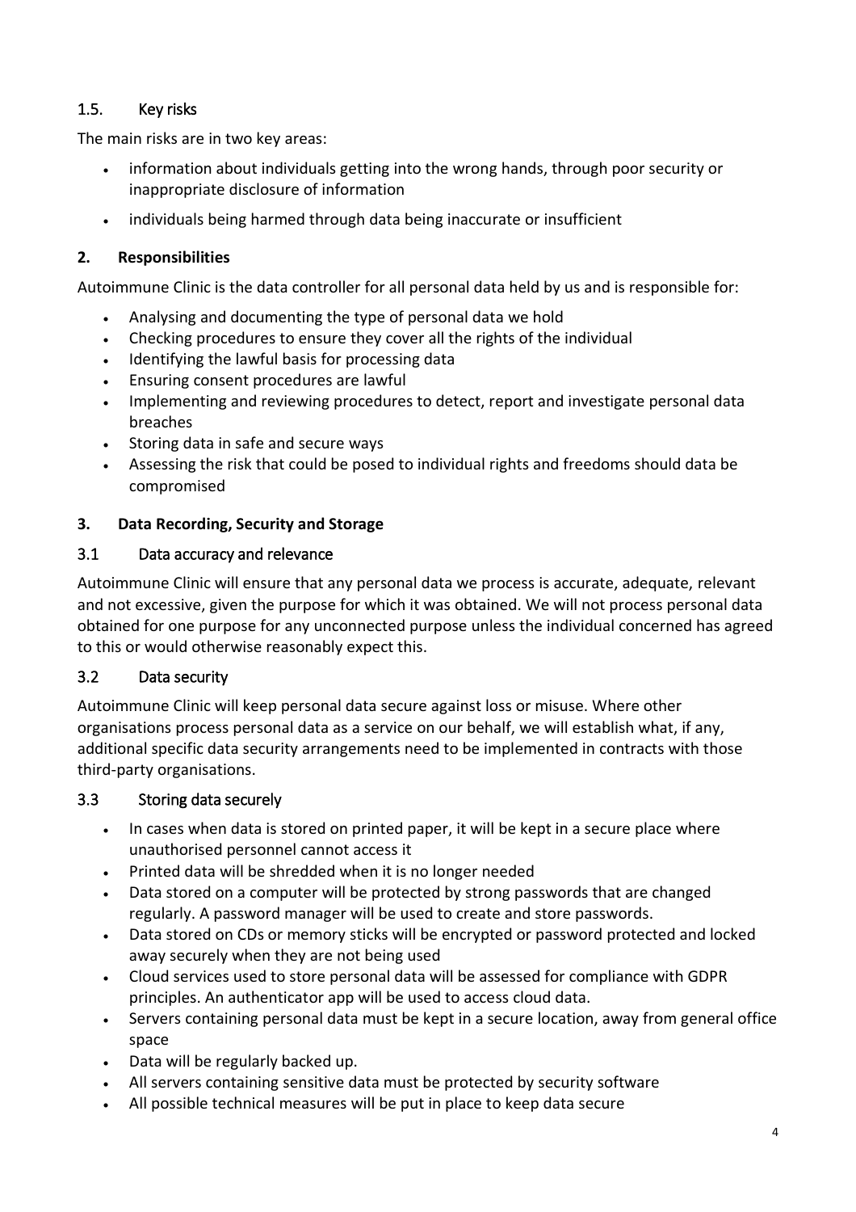### 1.5. Key risks

The main risks are in two key areas:

- information about individuals getting into the wrong hands, through poor security or inappropriate disclosure of information
- individuals being harmed through data being inaccurate or insufficient

## 2. Responsibilities

Autoimmune Clinic is the data controller for all personal data held by us and is responsible for:

- Analysing and documenting the type of personal data we hold
- Checking procedures to ensure they cover all the rights of the individual
- Identifying the lawful basis for processing data
- Ensuring consent procedures are lawful
- Implementing and reviewing procedures to detect, report and investigate personal data breaches
- Storing data in safe and secure ways
- Assessing the risk that could be posed to individual rights and freedoms should data be compromised

## 3. Data Recording, Security and Storage

### 3.1 Data accuracy and relevance

Autoimmune Clinic will ensure that any personal data we process is accurate, adequate, relevant and not excessive, given the purpose for which it was obtained. We will not process personal data obtained for one purpose for any unconnected purpose unless the individual concerned has agreed to this or would otherwise reasonably expect this.

### 3.2 Data security

Autoimmune Clinic will keep personal data secure against loss or misuse. Where other organisations process personal data as a service on our behalf, we will establish what, if any, additional specific data security arrangements need to be implemented in contracts with those third-party organisations.

### 3.3 Storing data securely

- In cases when data is stored on printed paper, it will be kept in a secure place where unauthorised personnel cannot access it
- Printed data will be shredded when it is no longer needed
- Data stored on a computer will be protected by strong passwords that are changed regularly. A password manager will be used to create and store passwords.
- Data stored on CDs or memory sticks will be encrypted or password protected and locked away securely when they are not being used
- Cloud services used to store personal data will be assessed for compliance with GDPR principles. An authenticator app will be used to access cloud data.
- Servers containing personal data must be kept in a secure location, away from general office space
- Data will be regularly backed up.
- All servers containing sensitive data must be protected by security software
- All possible technical measures will be put in place to keep data secure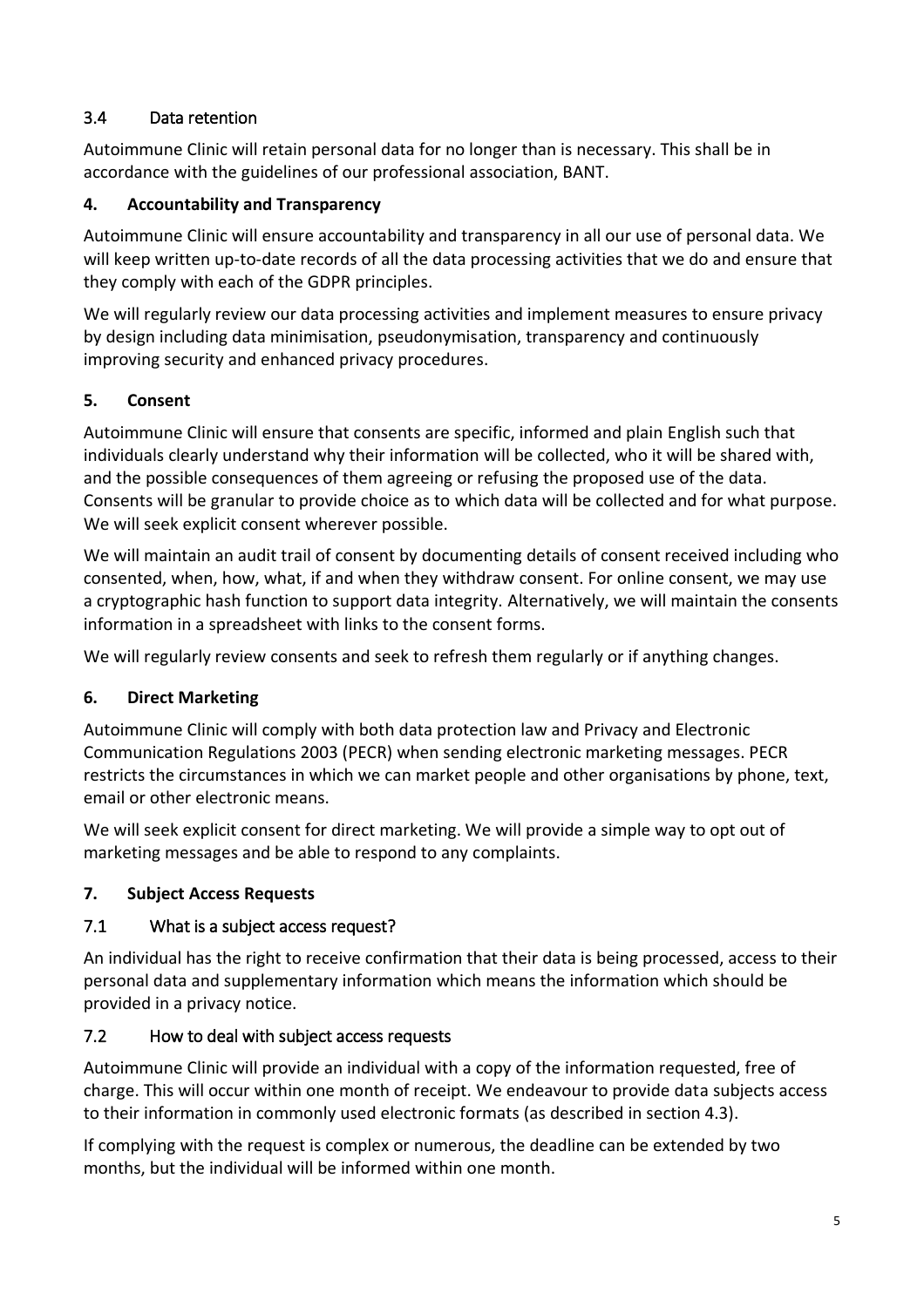### 3.4 Data retention

Autoimmune Clinic will retain personal data for no longer than is necessary. This shall be in accordance with the guidelines of our professional association, BANT.

## 4. Accountability and Transparency

Autoimmune Clinic will ensure accountability and transparency in all our use of personal data. We will keep written up-to-date records of all the data processing activities that we do and ensure that they comply with each of the GDPR principles.

We will regularly review our data processing activities and implement measures to ensure privacy by design including data minimisation, pseudonymisation, transparency and continuously improving security and enhanced privacy procedures.

## 5. Consent

Autoimmune Clinic will ensure that consents are specific, informed and plain English such that individuals clearly understand why their information will be collected, who it will be shared with, and the possible consequences of them agreeing or refusing the proposed use of the data. Consents will be granular to provide choice as to which data will be collected and for what purpose. We will seek explicit consent wherever possible.

We will maintain an audit trail of consent by documenting details of consent received including who consented, when, how, what, if and when they withdraw consent. For online consent, we may use a cryptographic hash function to support data integrity. Alternatively, we will maintain the consents information in a spreadsheet with links to the consent forms.

We will regularly review consents and seek to refresh them regularly or if anything changes.

## 6. Direct Marketing

Autoimmune Clinic will comply with both data protection law and Privacy and Electronic Communication Regulations 2003 (PECR) when sending electronic marketing messages. PECR restricts the circumstances in which we can market people and other organisations by phone, text, email or other electronic means.

We will seek explicit consent for direct marketing. We will provide a simple way to opt out of marketing messages and be able to respond to any complaints.

## 7. Subject Access Requests

### 7.1 What is a subject access request?

An individual has the right to receive confirmation that their data is being processed, access to their personal data and supplementary information which means the information which should be provided in a privacy notice.

### 7.2 How to deal with subject access requests

Autoimmune Clinic will provide an individual with a copy of the information requested, free of charge. This will occur within one month of receipt. We endeavour to provide data subjects access to their information in commonly used electronic formats (as described in section 4.3).

If complying with the request is complex or numerous, the deadline can be extended by two months, but the individual will be informed within one month.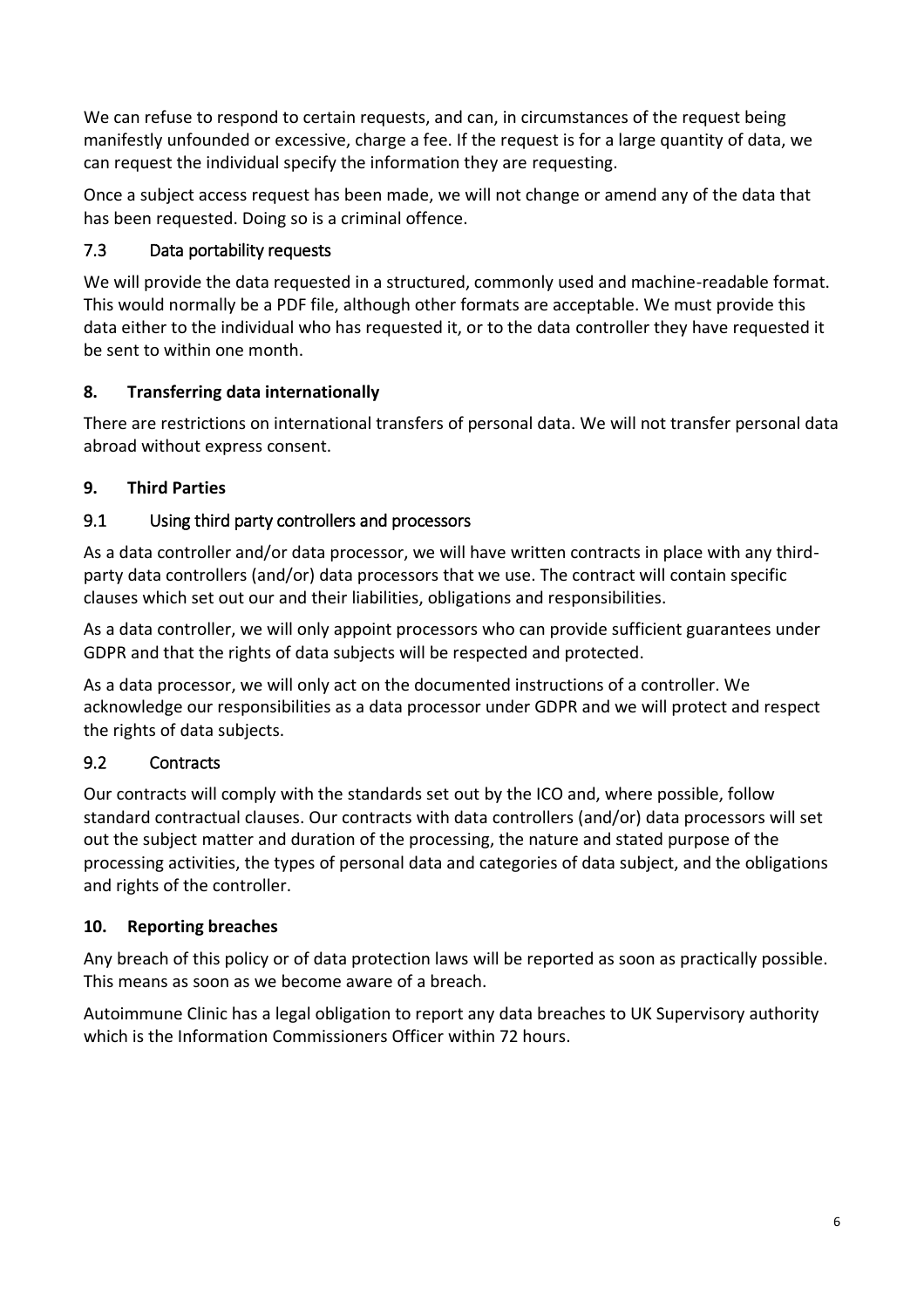We can refuse to respond to certain requests, and can, in circumstances of the request being manifestly unfounded or excessive, charge a fee. If the request is for a large quantity of data, we can request the individual specify the information they are requesting.

Once a subject access request has been made, we will not change or amend any of the data that has been requested. Doing so is a criminal offence.

### 7.3 Data portability requests

We will provide the data requested in a structured, commonly used and machine-readable format. This would normally be a PDF file, although other formats are acceptable. We must provide this data either to the individual who has requested it, or to the data controller they have requested it be sent to within one month.

## 8. Transferring data internationally

There are restrictions on international transfers of personal data. We will not transfer personal data abroad without express consent.

## 9. Third Parties

### 9.1 Using third party controllers and processors

As a data controller and/or data processor, we will have written contracts in place with any third-party data controllers (and/or) data processors that we use. The contract will contain specific clauses which set out our and their liabilities, obligations and responsibilities.

As a data controller, we will only appoint processors who can provide sufficient guarantees under GDPR and that the rights of data subjects will be respected and protected.

As a data processor, we will only act on the documented instructions of a controller. We acknowledge our responsibilities as a data processor under GDPR and we will protect and respect the rights of data subjects.

### 9.2 Contracts

Our contracts will comply with the standards set out by the ICO and, where possible, follow standard contractual clauses. Our contracts with data controllers (and/or) data processors will set out the subject matter and duration of the processing, the nature and stated purpose of the processing activities, the types of personal data and categories of data subject, and the obligations and rights of the controller.

## 10. Reporting breaches

Any breach of this policy or of data protection laws will be reported as soon as practically possible. This means as soon as we become aware of a breach.

Autoimmune Clinic has a legal obligation to report any data breaches to UK Supervisory authority which is the Information Commissioners Officer within 72 hours.